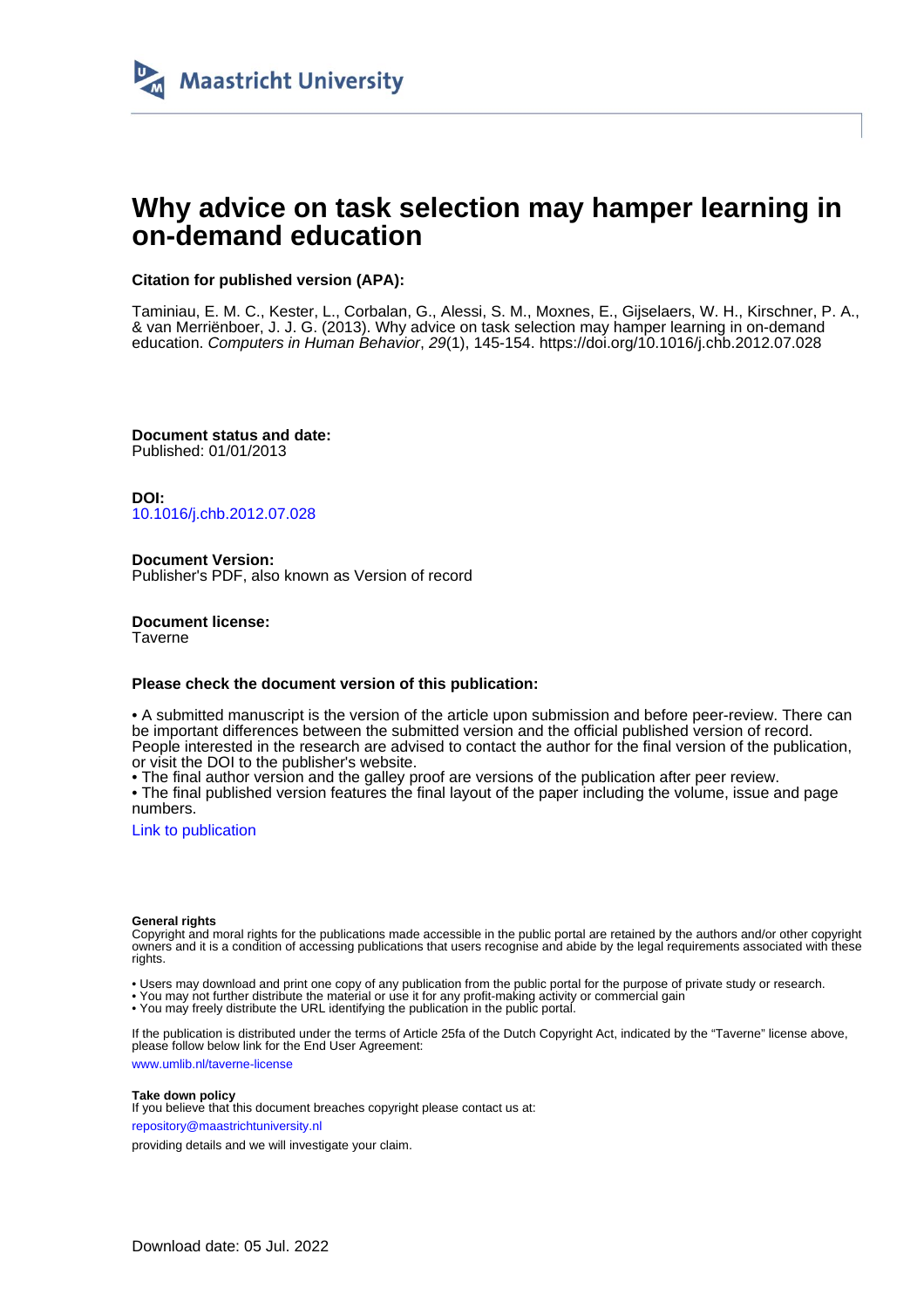Maastricht University

# Why advice on task selection may hamper learning in on-demand education

**Citation for published version (APA):**

Taminiau, E. M. C., Kester, L., Corbalan, G., Alessi, S. M., Moxnes, E., Gijselaers, W. H., Kirschner, P. A., & van Merriënboer, J. J. G. (2013). Why advice on task selection may hamper learning in on-demand education. *Computers in Human Behavior*, *29*(1), 145-154. https://doi.org/10.1016/j.chb.2012.07.028

**Document status and date:**
Published: 01/01/2013

**DOI:**
10.1016/j.chb.2012.07.028

**Document Version:**
Publisher's PDF, also known as Version of record

**Document license:**
Taverne

**Please check the document version of this publication:**

• A submitted manuscript is the version of the article upon submission and before peer-review. There can be important differences between the submitted version and the official published version of record. People interested in the research are advised to contact the author for the final version of the publication, or visit the DOI to the publisher's website.
• The final author version and the galley proof are versions of the publication after peer review.
• The final published version features the final layout of the paper including the volume, issue and page numbers.

Link to publication

**General rights**
Copyright and moral rights for the publications made accessible in the public portal are retained by the authors and/or other copyright owners and it is a condition of accessing publications that users recognise and abide by the legal requirements associated with these rights.

• Users may download and print one copy of any publication from the public portal for the purpose of private study or research.
• You may not further distribute the material or use it for any profit-making activity or commercial gain
• You may freely distribute the URL identifying the publication in the public portal.

If the publication is distributed under the terms of Article 25fa of the Dutch Copyright Act, indicated by the "Taverne" license above, please follow below link for the End User Agreement:

www.umlib.nl/taverne-license

**Take down policy**
If you believe that this document breaches copyright please contact us at:

repository@maastrichtuniversity.nl

providing details and we will investigate your claim.

Download date: 05 Jul. 2022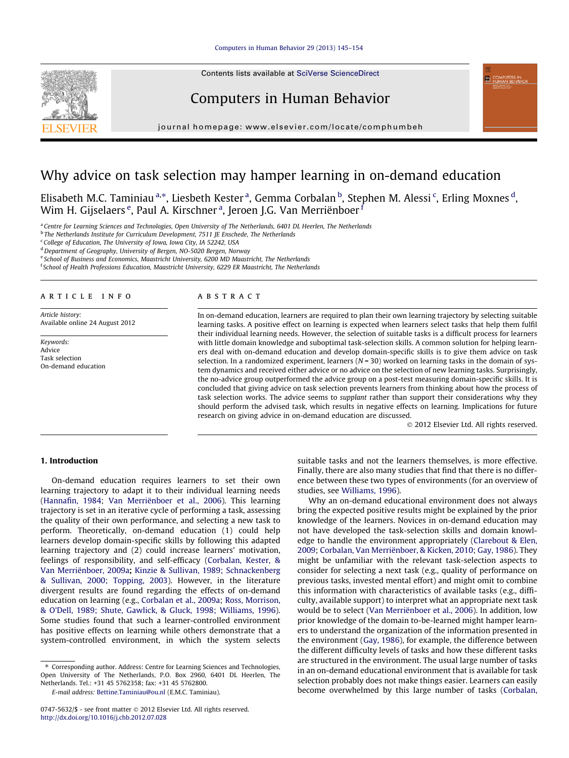# Why advice on task selection may hamper learning in on-demand education

Elisabeth M.C. Taminiau [a,*], Liesbeth Kester [a], Gemma Corbalan [b], Stephen M. Alessi [c], Erling Moxnes [d], Wim H. Gijselaers [e], Paul A. Kirschner [a], Jeroen J.G. Van Merriënboer [f]

[a] Centre for Learning Sciences and Technologies, Open University of The Netherlands, 6401 DL Heerlen, The Netherlands
[b] The Netherlands Institute for Curriculum Development, 7511 JE Enschede, The Netherlands
[c] College of Education, The University of Iowa, Iowa City, IA 52242, USA
[d] Department of Geography, University of Bergen, NO-5020 Bergen, Norway
[e] School of Business and Economics, Maastricht University, 6200 MD Maastricht, The Netherlands
[f] School of Health Professions Education, Maastricht University, 6229 ER Maastricht, The Netherlands

## ARTICLE INFO

*Article history:*
Available online 24 August 2012

*Keywords:*
Advice
Task selection
On-demand education

## ABSTRACT

In on-demand education, learners are required to plan their own learning trajectory by selecting suitable learning tasks. A positive effect on learning is expected when learners select tasks that help them fulfil their individual learning needs. However, the selection of suitable tasks is a difficult process for learners with little domain knowledge and suboptimal task-selection skills. A common solution for helping learners deal with on-demand education and develop domain-specific skills is to give them advice on task selection. In a randomized experiment, learners ($N = 30$) worked on learning tasks in the domain of system dynamics and received either advice or no advice on the selection of new learning tasks. Surprisingly, the no-advice group outperformed the advice group on a post-test measuring domain-specific skills. It is concluded that giving advice on task selection prevents learners from thinking about how the process of task selection works. The advice seems to *supplant* rather than support their considerations why they should perform the advised task, which results in negative effects on learning. Implications for future research on giving advice in on-demand education are discussed.

© 2012 Elsevier Ltd. All rights reserved.

## 1. Introduction

On-demand education requires learners to set their own learning trajectory to adapt it to their individual learning needs (Hannafin, 1984; Van Merriënboer et al., 2006). This learning trajectory is set in an iterative cycle of performing a task, assessing the quality of their own performance, and selecting a new task to perform. Theoretically, on-demand education (1) could help learners develop domain-specific skills by following this adapted learning trajectory and (2) could increase learners' motivation, feelings of responsibility, and self-efficacy (Corbalan, Kester, & Van Merriënboer, 2009a; Kinzie & Sullivan, 1989; Schnackenberg & Sullivan, 2000; Topping, 2003). However, in the literature divergent results are found regarding the effects of on-demand education on learning (e.g., Corbalan et al., 2009a; Ross, Morrison, & O'Dell, 1989; Shute, Gawlick, & Gluck, 1998; Williams, 1996). Some studies found that such a learner-controlled environment has positive effects on learning while others demonstrate that a system-controlled environment, in which the system selects suitable tasks and not the learners themselves, is more effective. Finally, there are also many studies that find that there is no difference between these two types of environments (for an overview of studies, see Williams, 1996).

Why an on-demand educational environment does not always bring the expected positive results might be explained by the prior knowledge of the learners. Novices in on-demand education may not have developed the task-selection skills and domain knowledge to handle the environment appropriately (Clarebout & Elen, 2009; Corbalan, Van Merriënboer, & Kicken, 2010; Gay, 1986). They might be unfamiliar with the relevant task-selection aspects to consider for selecting a next task (e.g., quality of performance on previous tasks, invested mental effort) and might omit to combine this information with characteristics of available tasks (e.g., difficulty, available support) to interpret what an appropriate next task would be to select (Van Merriënboer et al., 2006). In addition, low prior knowledge of the domain to-be-learned might hamper learners to understand the organization of the information presented in the environment (Gay, 1986), for example, the difference between the different difficulty levels of tasks and how these different tasks are structured in the environment. The usual large number of tasks in an on-demand educational environment that is available for task selection probably does not make things easier. Learners can easily become overwhelmed by this large number of tasks (Corbalan,

\* Corresponding author. Address: Centre for Learning Sciences and Technologies, Open University of The Netherlands, P.O. Box 2960, 6401 DL Heerlen, The Netherlands. Tel.: +31 45 5762358; fax: +31 45 5762800.
*E-mail address:* Bettine.Taminiau@ou.nl (E.M.C. Taminiau).

0747-5632/$ - see front matter © 2012 Elsevier Ltd. All rights reserved.
http://dx.doi.org/10.1016/j.chb.2012.07.028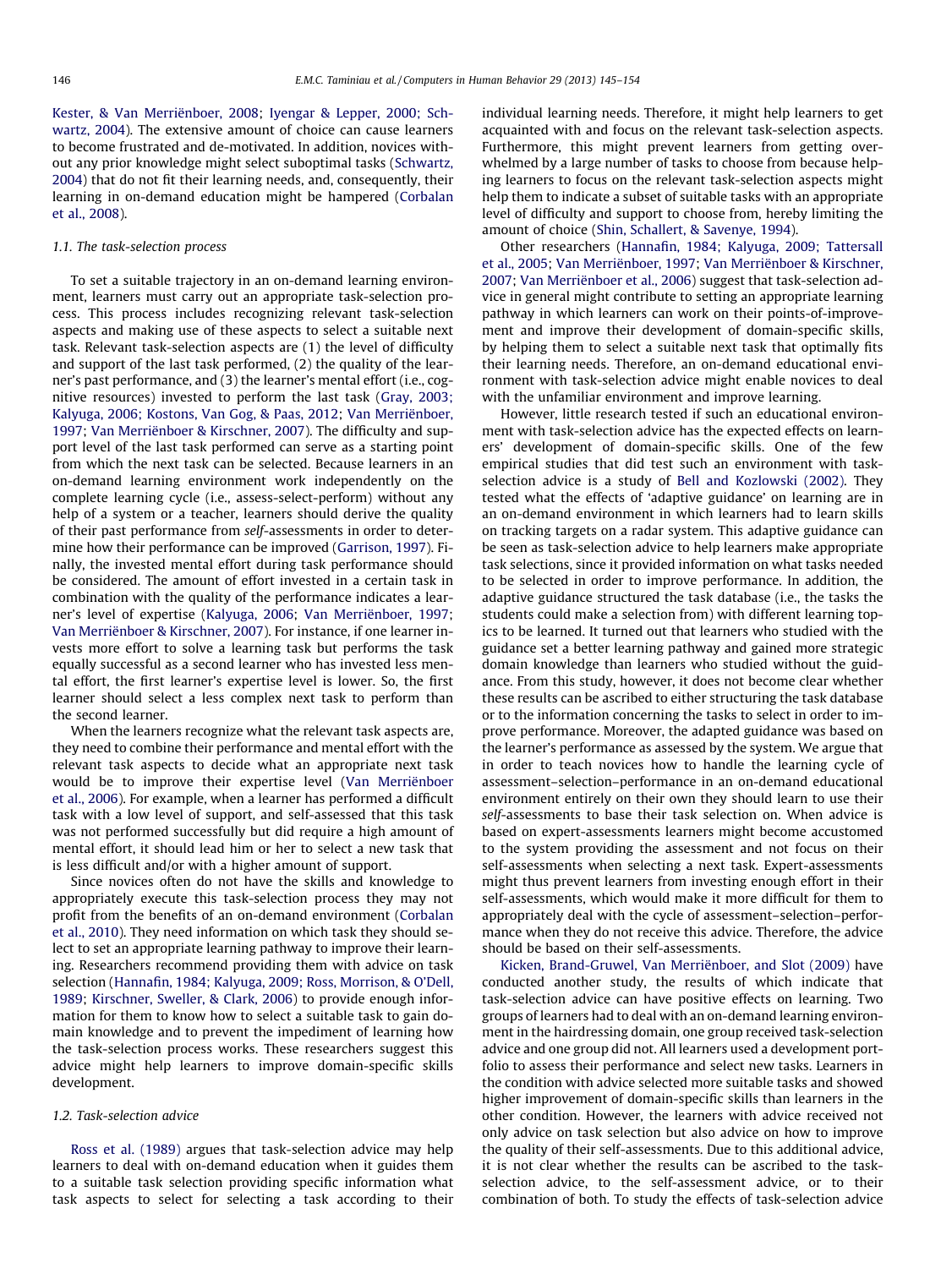Kester, & Van Merriënboer, 2008; Iyengar & Lepper, 2000; Schwartz, 2004). The extensive amount of choice can cause learners to become frustrated and de-motivated. In addition, novices without any prior knowledge might select suboptimal tasks (Schwartz, 2004) that do not fit their learning needs, and, consequently, their learning in on-demand education might be hampered (Corbalan et al., 2008).

### 1.1. The task-selection process

To set a suitable trajectory in an on-demand learning environment, learners must carry out an appropriate task-selection process. This process includes recognizing relevant task-selection aspects and making use of these aspects to select a suitable next task. Relevant task-selection aspects are (1) the level of difficulty and support of the last task performed, (2) the quality of the learner's past performance, and (3) the learner's mental effort (i.e., cognitive resources) invested to perform the last task (Gray, 2003; Kalyuga, 2006; Kostons, Van Gog, & Paas, 2012; Van Merriënboer, 1997; Van Merriënboer & Kirschner, 2007). The difficulty and support level of the last task performed can serve as a starting point from which the next task can be selected. Because learners in an on-demand learning environment work independently on the complete learning cycle (i.e., assess-select-perform) without any help of a system or a teacher, learners should derive the quality of their past performance from *self*-assessments in order to determine how their performance can be improved (Garrison, 1997). Finally, the invested mental effort during task performance should be considered. The amount of effort invested in a certain task in combination with the quality of the performance indicates a learner's level of expertise (Kalyuga, 2006; Van Merriënboer, 1997; Van Merriënboer & Kirschner, 2007). For instance, if one learner invests more effort to solve a learning task but performs the task equally successful as a second learner who has invested less mental effort, the first learner's expertise level is lower. So, the first learner should select a less complex next task to perform than the second learner.

When the learners recognize what the relevant task aspects are, they need to combine their performance and mental effort with the relevant task aspects to decide what an appropriate next task would be to improve their expertise level (Van Merriënboer et al., 2006). For example, when a learner has performed a difficult task with a low level of support, and self-assessed that this task was not performed successfully but did require a high amount of mental effort, it should lead him or her to select a new task that is less difficult and/or with a higher amount of support.

Since novices often do not have the skills and knowledge to appropriately execute this task-selection process they may not profit from the benefits of an on-demand environment (Corbalan et al., 2010). They need information on which task they should select to set an appropriate learning pathway to improve their learning. Researchers recommend providing them with advice on task selection (Hannafin, 1984; Kalyuga, 2009; Ross, Morrison, & O'Dell, 1989; Kirschner, Sweller, & Clark, 2006) to provide enough information for them to know how to select a suitable task to gain domain knowledge and to prevent the impediment of learning how the task-selection process works. These researchers suggest this advice might help learners to improve domain-specific skills development.

### 1.2. Task-selection advice

Ross et al. (1989) argues that task-selection advice may help learners to deal with on-demand education when it guides them to a suitable task selection providing specific information what task aspects to select for selecting a task according to their individual learning needs. Therefore, it might help learners to get acquainted with and focus on the relevant task-selection aspects. Furthermore, this might prevent learners from getting overwhelmed by a large number of tasks to choose from because helping learners to focus on the relevant task-selection aspects might help them to indicate a subset of suitable tasks with an appropriate level of difficulty and support to choose from, hereby limiting the amount of choice (Shin, Schallert, & Savenye, 1994).

Other researchers (Hannafin, 1984; Kalyuga, 2009; Tattersall et al., 2005; Van Merriënboer, 1997; Van Merriënboer & Kirschner, 2007; Van Merriënboer et al., 2006) suggest that task-selection advice in general might contribute to setting an appropriate learning pathway in which learners can work on their points-of-improvement and improve their development of domain-specific skills, by helping them to select a suitable next task that optimally fits their learning needs. Therefore, an on-demand educational environment with task-selection advice might enable novices to deal with the unfamiliar environment and improve learning.

However, little research tested if such an educational environment with task-selection advice has the expected effects on learners' development of domain-specific skills. One of the few empirical studies that did test such an environment with task-selection advice is a study of Bell and Kozlowski (2002). They tested what the effects of 'adaptive guidance' on learning are in an on-demand environment in which learners had to learn skills on tracking targets on a radar system. This adaptive guidance can be seen as task-selection advice to help learners make appropriate task selections, since it provided information on what tasks needed to be selected in order to improve performance. In addition, the adaptive guidance structured the task database (i.e., the tasks the students could make a selection from) with different learning topics to be learned. It turned out that learners who studied with the guidance set a better learning pathway and gained more strategic domain knowledge than learners who studied without the guidance. From this study, however, it does not become clear whether these results can be ascribed to either structuring the task database or to the information concerning the tasks to select in order to improve performance. Moreover, the adapted guidance was based on the learner's performance as assessed by the system. We argue that in order to teach novices how to handle the learning cycle of assessment–selection–performance in an on-demand educational environment entirely on their own they should learn to use their *self*-assessments to base their task selection on. When advice is based on expert-assessments learners might become accustomed to the system providing the assessment and not focus on their self-assessments when selecting a next task. Expert-assessments might thus prevent learners from investing enough effort in their self-assessments, which would make it more difficult for them to appropriately deal with the cycle of assessment–selection–performance when they do not receive this advice. Therefore, the advice should be based on their self-assessments.

Kicken, Brand-Gruwel, Van Merriënboer, and Slot (2009) have conducted another study, the results of which indicate that task-selection advice can have positive effects on learning. Two groups of learners had to deal with an on-demand learning environment in the hairdressing domain, one group received task-selection advice and one group did not. All learners used a development portfolio to assess their performance and select new tasks. Learners in the condition with advice selected more suitable tasks and showed higher improvement of domain-specific skills than learners in the other condition. However, the learners with advice received not only advice on task selection but also advice on how to improve the quality of their self-assessments. Due to this additional advice, it is not clear whether the results can be ascribed to the task-selection advice, to the self-assessment advice, or to their combination of both. To study the effects of task-selection advice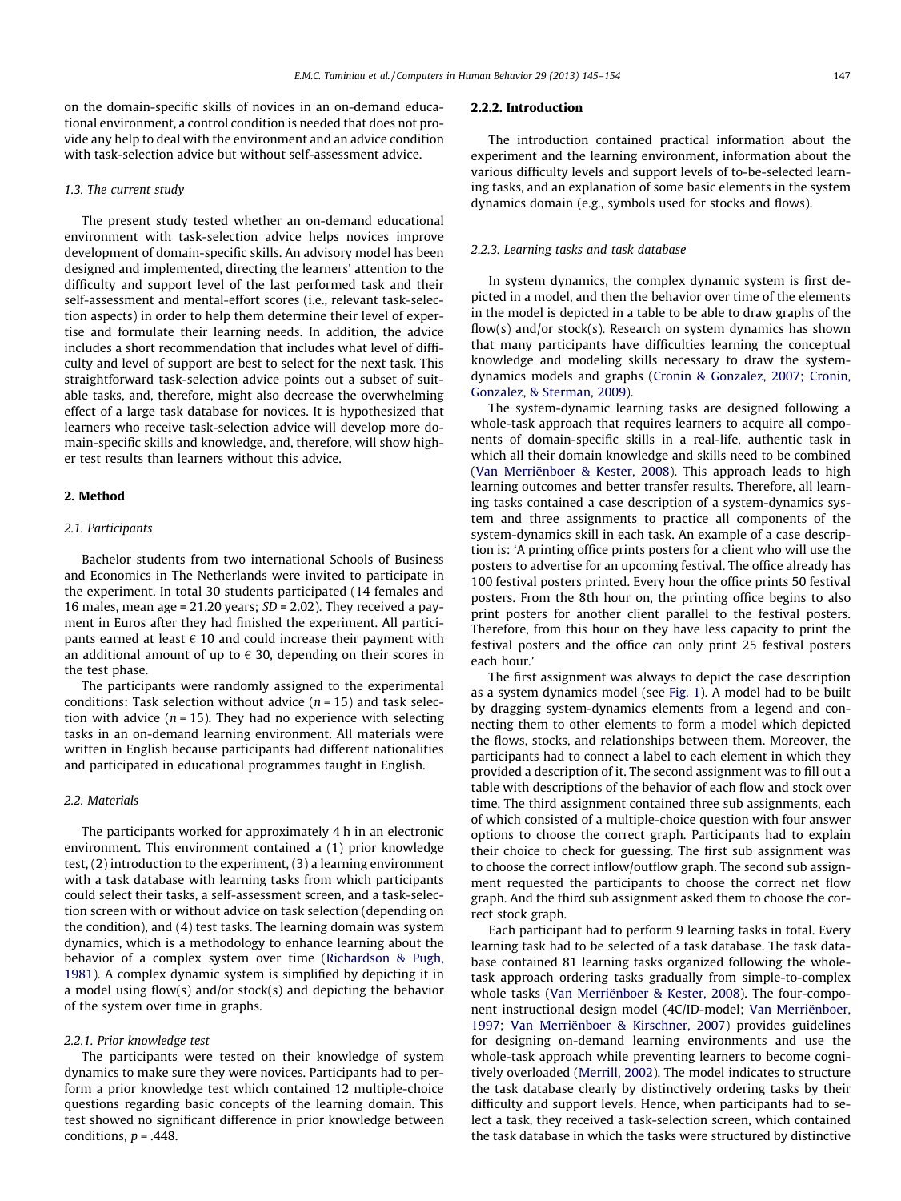on the domain-specific skills of novices in an on-demand educational environment, a control condition is needed that does not provide any help to deal with the environment and an advice condition with task-selection advice but without self-assessment advice.

### 1.3. The current study

The present study tested whether an on-demand educational environment with task-selection advice helps novices improve development of domain-specific skills. An advisory model has been designed and implemented, directing the learners' attention to the difficulty and support level of the last performed task and their self-assessment and mental-effort scores (i.e., relevant task-selection aspects) in order to help them determine their level of expertise and formulate their learning needs. In addition, the advice includes a short recommendation that includes what level of difficulty and level of support are best to select for the next task. This straightforward task-selection advice points out a subset of suitable tasks, and, therefore, might also decrease the overwhelming effect of a large task database for novices. It is hypothesized that learners who receive task-selection advice will develop more domain-specific skills and knowledge, and, therefore, will show higher test results than learners without this advice.

## 2. Method

### 2.1. Participants

Bachelor students from two international Schools of Business and Economics in The Netherlands were invited to participate in the experiment. In total 30 students participated (14 females and 16 males, mean age = 21.20 years; *SD* = 2.02). They received a payment in Euros after they had finished the experiment. All participants earned at least € 10 and could increase their payment with an additional amount of up to € 30, depending on their scores in the test phase.

The participants were randomly assigned to the experimental conditions: Task selection without advice ($n = 15$) and task selection with advice ($n = 15$). They had no experience with selecting tasks in an on-demand learning environment. All materials were written in English because participants had different nationalities and participated in educational programmes taught in English.

### 2.2. Materials

The participants worked for approximately 4 h in an electronic environment. This environment contained a (1) prior knowledge test, (2) introduction to the experiment, (3) a learning environment with a task database with learning tasks from which participants could select their tasks, a self-assessment screen, and a task-selection screen with or without advice on task selection (depending on the condition), and (4) test tasks. The learning domain was system dynamics, which is a methodology to enhance learning about the behavior of a complex system over time (Richardson & Pugh, 1981). A complex dynamic system is simplified by depicting it in a model using flow(s) and/or stock(s) and depicting the behavior of the system over time in graphs.

#### 2.2.1. Prior knowledge test

The participants were tested on their knowledge of system dynamics to make sure they were novices. Participants had to perform a prior knowledge test which contained 12 multiple-choice questions regarding basic concepts of the learning domain. This test showed no significant difference in prior knowledge between conditions, $p = .448$.

#### 2.2.2. Introduction

The introduction contained practical information about the experiment and the learning environment, information about the various difficulty levels and support levels of to-be-selected learning tasks, and an explanation of some basic elements in the system dynamics domain (e.g., symbols used for stocks and flows).

#### 2.2.3. Learning tasks and task database

In system dynamics, the complex dynamic system is first depicted in a model, and then the behavior over time of the elements in the model is depicted in a table to be able to draw graphs of the flow(s) and/or stock(s). Research on system dynamics has shown that many participants have difficulties learning the conceptual knowledge and modeling skills necessary to draw the system-dynamics models and graphs (Cronin & Gonzalez, 2007; Cronin, Gonzalez, & Sterman, 2009).

The system-dynamic learning tasks are designed following a whole-task approach that requires learners to acquire all components of domain-specific skills in a real-life, authentic task in which all their domain knowledge and skills need to be combined (Van Merriënboer & Kester, 2008). This approach leads to high learning outcomes and better transfer results. Therefore, all learning tasks contained a case description of a system-dynamics system and three assignments to practice all components of the system-dynamics skill in each task. An example of a case description is: 'A printing office prints posters for a client who will use the posters to advertise for an upcoming festival. The office already has 100 festival posters printed. Every hour the office prints 50 festival posters. From the 8th hour on, the printing office begins to also print posters for another client parallel to the festival posters. Therefore, from this hour on they have less capacity to print the festival posters and the office can only print 25 festival posters each hour.'

The first assignment was always to depict the case description as a system dynamics model (see Fig. 1). A model had to be built by dragging system-dynamics elements from a legend and connecting them to other elements to form a model which depicted the flows, stocks, and relationships between them. Moreover, the participants had to connect a label to each element in which they provided a description of it. The second assignment was to fill out a table with descriptions of the behavior of each flow and stock over time. The third assignment contained three sub assignments, each of which consisted of a multiple-choice question with four answer options to choose the correct graph. Participants had to explain their choice to check for guessing. The first sub assignment was to choose the correct inflow/outflow graph. The second sub assignment requested the participants to choose the correct net flow graph. And the third sub assignment asked them to choose the correct stock graph.

Each participant had to perform 9 learning tasks in total. Every learning task had to be selected of a task database. The task database contained 81 learning tasks organized following the whole-task approach ordering tasks gradually from simple-to-complex whole tasks (Van Merriënboer & Kester, 2008). The four-component instructional design model (4C/ID-model; Van Merriënboer, 1997; Van Merriënboer & Kirschner, 2007) provides guidelines for designing on-demand learning environments and use the whole-task approach while preventing learners to become cognitively overloaded (Merrill, 2002). The model indicates to structure the task database clearly by distinctively ordering tasks by their difficulty and support levels. Hence, when participants had to select a task, they received a task-selection screen, which contained the task database in which the tasks were structured by distinctive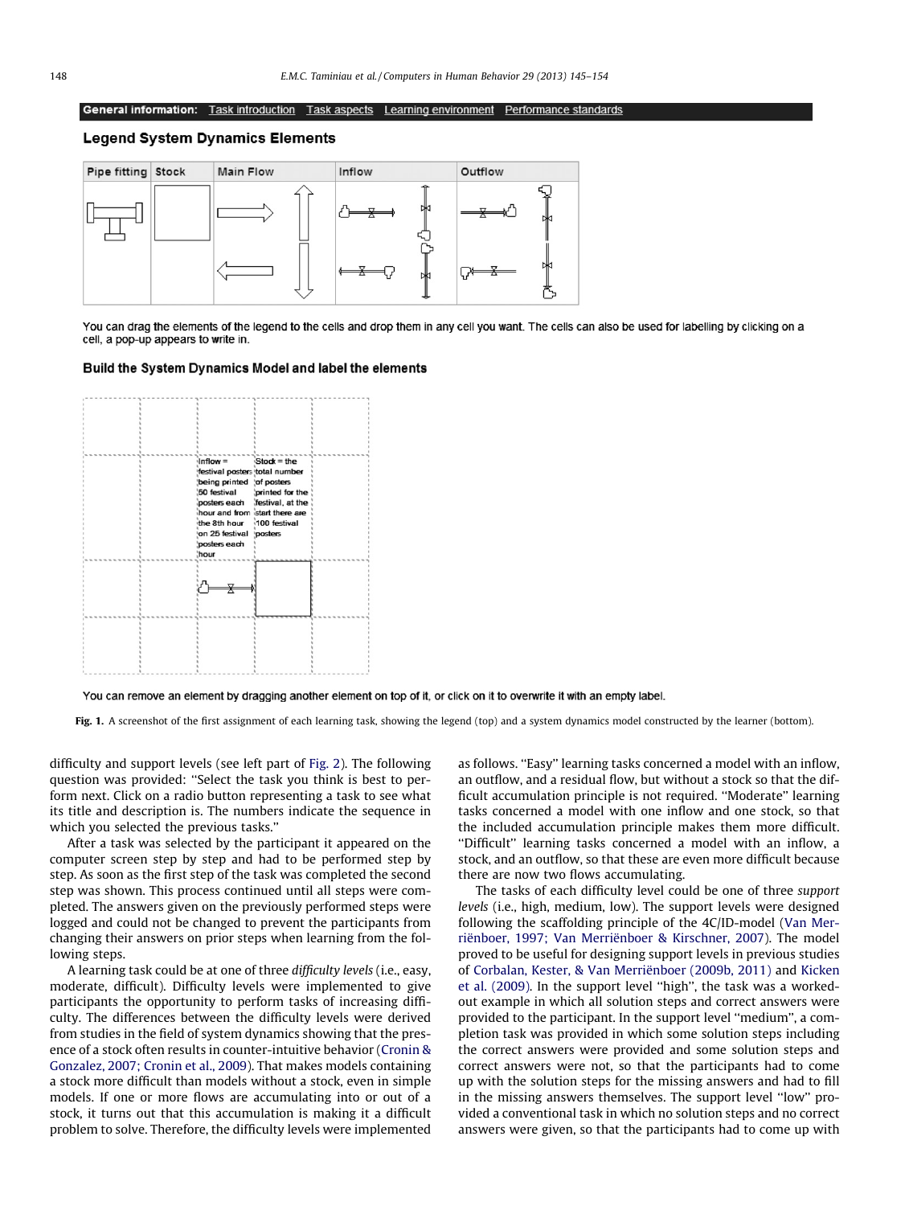**General information:** Task introduction Task aspects Learning environment Performance standards

**Legend System Dynamics Elements**

Pipe fitting | Stock | Main Flow | Inflow | Outflow

You can drag the elements of the legend to the cells and drop them in any cell you want. The cells can also be used for labelling by clicking on a cell, a pop-up appears to write in.

**Build the System Dynamics Model and label the elements**

Inflow = festival posters being printed 50 festival posters each hour and from the 8th hour on 25 festival posters each hour

Stock = the total number of posters printed for the festival, at the start there are 100 festival posters

You can remove an element by dragging another element on top of it, or click on it to overwrite it with an empty label.

**Fig. 1.** A screenshot of the first assignment of each learning task, showing the legend (top) and a system dynamics model constructed by the learner (bottom).

difficulty and support levels (see left part of Fig. 2). The following question was provided: "Select the task you think is best to perform next. Click on a radio button representing a task to see what its title and description is. The numbers indicate the sequence in which you selected the previous tasks."

After a task was selected by the participant it appeared on the computer screen step by step and had to be performed step by step. As soon as the first step of the task was completed the second step was shown. This process continued until all steps were completed. The answers given on the previously performed steps were logged and could not be changed to prevent the participants from changing their answers on prior steps when learning from the following steps.

A learning task could be at one of three *difficulty levels* (i.e., easy, moderate, difficult). Difficulty levels were implemented to give participants the opportunity to perform tasks of increasing difficulty. The differences between the difficulty levels were derived from studies in the field of system dynamics showing that the presence of a stock often results in counter-intuitive behavior (Cronin & Gonzalez, 2007; Cronin et al., 2009). That makes models containing a stock more difficult than models without a stock, even in simple models. If one or more flows are accumulating into or out of a stock, it turns out that this accumulation is making it a difficult problem to solve. Therefore, the difficulty levels were implemented as follows. "Easy" learning tasks concerned a model with an inflow, an outflow, and a residual flow, but without a stock so that the difficult accumulation principle is not required. "Moderate" learning tasks concerned a model with one inflow and one stock, so that the included accumulation principle makes them more difficult. "Difficult" learning tasks concerned a model with an inflow, a stock, and an outflow, so that these are even more difficult because there are now two flows accumulating.

The tasks of each difficulty level could be one of three *support levels* (i.e., high, medium, low). The support levels were designed following the scaffolding principle of the 4C/ID-model (Van Merriënboer, 1997; Van Merriënboer & Kirschner, 2007). The model proved to be useful for designing support levels in previous studies of Corbalan, Kester, & Van Merriënboer (2009b, 2011) and Kicken et al. (2009). In the support level "high", the task was a worked-out example in which all solution steps and correct answers were provided to the participant. In the support level "medium", a completion task was provided in which some solution steps including the correct answers were provided and some solution steps and correct answers were not, so that the participants had to come up with the solution steps for the missing answers and had to fill in the missing answers themselves. The support level "low" provided a conventional task in which no solution steps and no correct answers were given, so that the participants had to come up with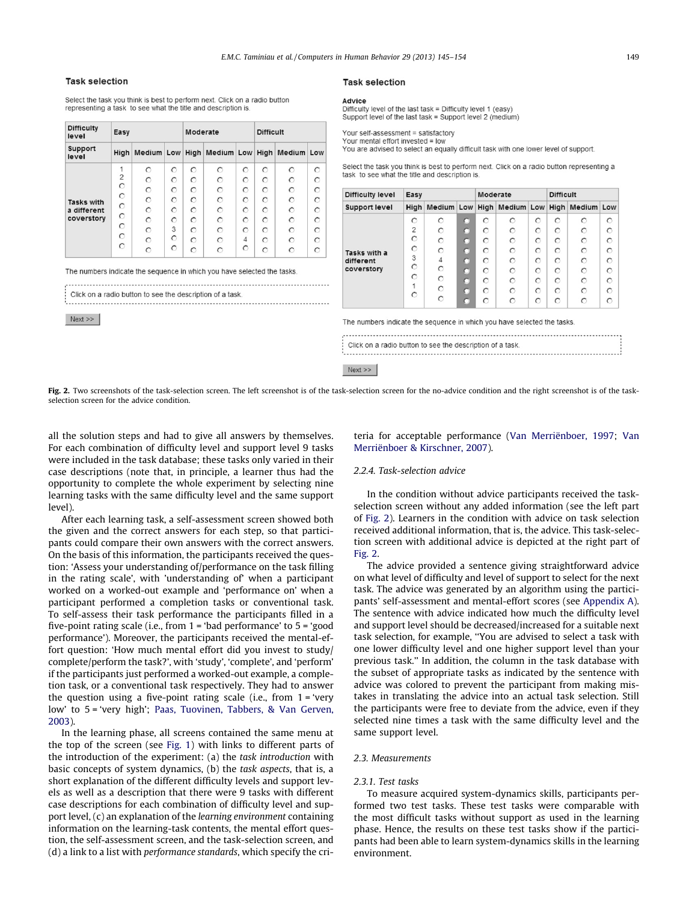**Task selection**

Select the task you think is best to perform next. Click on a radio button representing a task to see what the title and description is.

| Difficulty level | Easy | | | Moderate | | | Difficult | | |
|---|---|---|---|---|---|---|---|---|---|
| Support level | High | Medium | Low | High | Medium | Low | High | Medium | Low |
| Tasks with a different coverstory | 1, 2 | | 3 | | | 4 | | | |

The numbers indicate the sequence in which you have selected the tasks.

Click on a radio button to see the description of a task.

Next >>

**Task selection**

**Advice**
Difficulty level of the last task = Difficulty level 1 (easy)
Support level of the last task = Support level 2 (medium)

Your self-assessment = satisfactory
Your mental effort invested = low
You are advised to select an equally difficult task with one lower level of support.

Select the task you think is best to perform next. Click on a radio button representing a task to see what the title and description is.

| Difficulty level | Easy | | | Moderate | | | Difficult | | |
|---|---|---|---|---|---|---|---|---|---|
| Support level | High | Medium | Low | High | Medium | Low | High | Medium | Low |
| Tasks with a different coverstory | 2, 3, 1 | 4 | | | | | | | |

The numbers indicate the sequence in which you have selected the tasks.

Click on a radio button to see the description of a task.

Next >>

**Fig. 2.** Two screenshots of the task-selection screen. The left screenshot is of the task-selection screen for the no-advice condition and the right screenshot is of the task-selection screen for the advice condition.

all the solution steps and had to give all answers by themselves. For each combination of difficulty level and support level 9 tasks were included in the task database; these tasks only varied in their case descriptions (note that, in principle, a learner thus had the opportunity to complete the whole experiment by selecting nine learning tasks with the same difficulty level and the same support level).

After each learning task, a self-assessment screen showed both the given and the correct answers for each step, so that participants could compare their own answers with the correct answers. On the basis of this information, the participants received the question: 'Assess your understanding of/performance on the task filling in the rating scale', with 'understanding of' when a participant worked on a worked-out example and 'performance on' when a participant performed a completion tasks or conventional task. To self-assess their task performance the participants filled in a five-point rating scale (i.e., from 1 = 'bad performance' to 5 = 'good performance'). Moreover, the participants received the mental-effort question: 'How much mental effort did you invest to study/complete/perform the task?', with 'study', 'complete', and 'perform' if the participants just performed a worked-out example, a completion task, or a conventional task respectively. They had to answer the question using a five-point rating scale (i.e., from 1 = 'very low' to 5 = 'very high'; Paas, Tuovinen, Tabbers, & Van Gerven, 2003).

In the learning phase, all screens contained the same menu at the top of the screen (see Fig. 1) with links to different parts of the introduction of the experiment: (a) the *task introduction* with basic concepts of system dynamics, (b) the *task aspects*, that is, a short explanation of the different difficulty levels and support levels as well as a description that there were 9 tasks with different case descriptions for each combination of difficulty level and support level, (c) an explanation of the *learning environment* containing information on the learning-task contents, the mental effort question, the self-assessment screen, and the task-selection screen, and (d) a link to a list with *performance standards*, which specify the criteria for acceptable performance (Van Merriënboer, 1997; Van Merriënboer & Kirschner, 2007).

### 2.2.4. Task-selection advice

In the condition without advice participants received the task-selection screen without any added information (see the left part of Fig. 2). Learners in the condition with advice on task selection received additional information, that is, the advice. This task-selection screen with additional advice is depicted at the right part of Fig. 2.

The advice provided a sentence giving straightforward advice on what level of difficulty and level of support to select for the next task. The advice was generated by an algorithm using the participants' self-assessment and mental-effort scores (see Appendix A). The sentence with advice indicated how much the difficulty level and support level should be decreased/increased for a suitable next task selection, for example, "You are advised to select a task with one lower difficulty level and one higher support level than your previous task." In addition, the column in the task database with the subset of appropriate tasks as indicated by the sentence with advice was colored to prevent the participant from making mistakes in translating the advice into an actual task selection. Still the participants were free to deviate from the advice, even if they selected nine times a task with the same difficulty level and the same support level.

## 2.3. Measurements

### 2.3.1. Test tasks

To measure acquired system-dynamics skills, participants performed two test tasks. These test tasks were comparable with the most difficult tasks without support as used in the learning phase. Hence, the results on these test tasks show if the participants had been able to learn system-dynamics skills in the learning environment.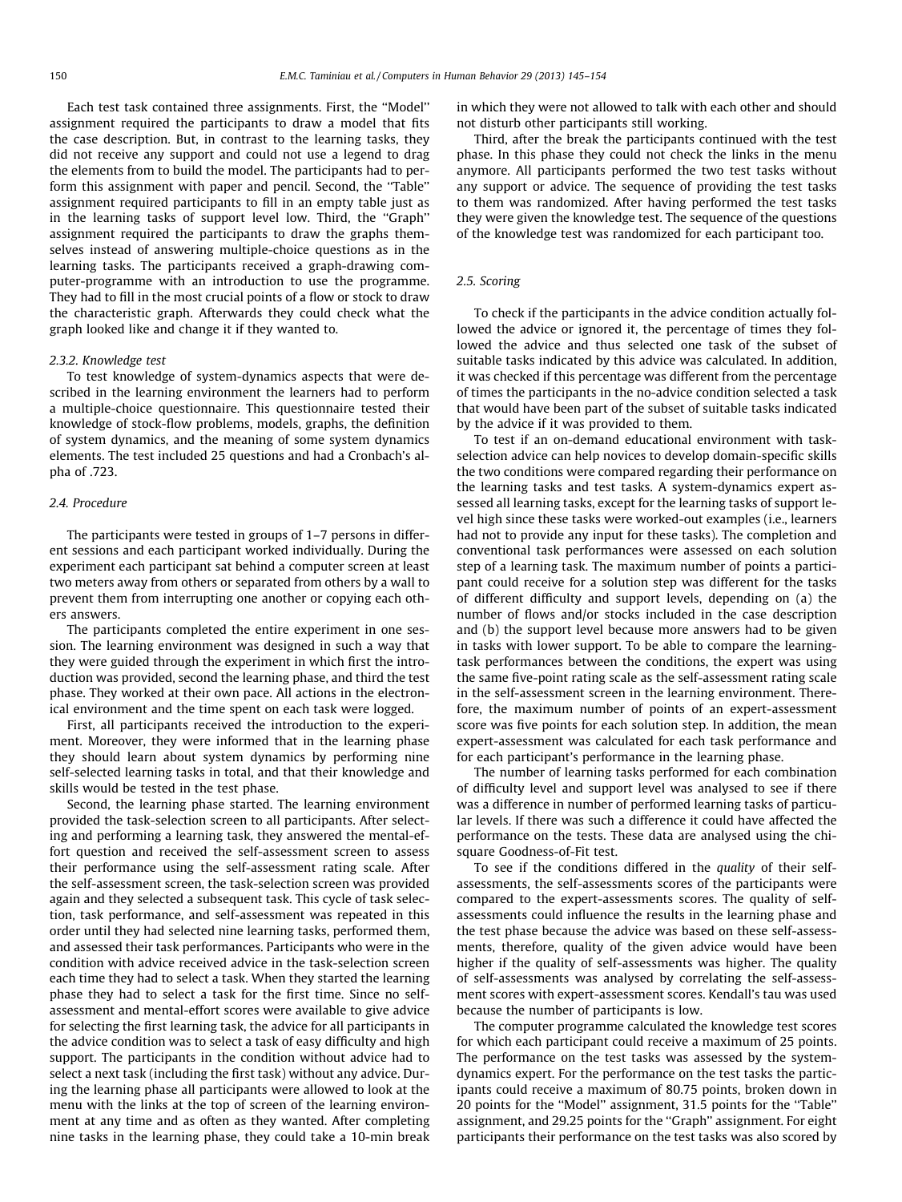Each test task contained three assignments. First, the ''Model'' assignment required the participants to draw a model that fits the case description. But, in contrast to the learning tasks, they did not receive any support and could not use a legend to drag the elements from to build the model. The participants had to perform this assignment with paper and pencil. Second, the ''Table'' assignment required participants to fill in an empty table just as in the learning tasks of support level low. Third, the ''Graph'' assignment required the participants to draw the graphs themselves instead of answering multiple-choice questions as in the learning tasks. The participants received a graph-drawing computer-programme with an introduction to use the programme. They had to fill in the most crucial points of a flow or stock to draw the characteristic graph. Afterwards they could check what the graph looked like and change it if they wanted to.

#### 2.3.2. Knowledge test

To test knowledge of system-dynamics aspects that were described in the learning environment the learners had to perform a multiple-choice questionnaire. This questionnaire tested their knowledge of stock-flow problems, models, graphs, the definition of system dynamics, and the meaning of some system dynamics elements. The test included 25 questions and had a Cronbach's alpha of .723.

### 2.4. Procedure

The participants were tested in groups of 1–7 persons in different sessions and each participant worked individually. During the experiment each participant sat behind a computer screen at least two meters away from others or separated from others by a wall to prevent them from interrupting one another or copying each others answers.

The participants completed the entire experiment in one session. The learning environment was designed in such a way that they were guided through the experiment in which first the introduction was provided, second the learning phase, and third the test phase. They worked at their own pace. All actions in the electronical environment and the time spent on each task were logged.

First, all participants received the introduction to the experiment. Moreover, they were informed that in the learning phase they should learn about system dynamics by performing nine self-selected learning tasks in total, and that their knowledge and skills would be tested in the test phase.

Second, the learning phase started. The learning environment provided the task-selection screen to all participants. After selecting and performing a learning task, they answered the mental-effort question and received the self-assessment screen to assess their performance using the self-assessment rating scale. After the self-assessment screen, the task-selection screen was provided again and they selected a subsequent task. This cycle of task selection, task performance, and self-assessment was repeated in this order until they had selected nine learning tasks, performed them, and assessed their task performances. Participants who were in the condition with advice received advice in the task-selection screen each time they had to select a task. When they started the learning phase they had to select a task for the first time. Since no self-assessment and mental-effort scores were available to give advice for selecting the first learning task, the advice for all participants in the advice condition was to select a task of easy difficulty and high support. The participants in the condition without advice had to select a next task (including the first task) without any advice. During the learning phase all participants were allowed to look at the menu with the links at the top of screen of the learning environment at any time and as often as they wanted. After completing nine tasks in the learning phase, they could take a 10-min break in which they were not allowed to talk with each other and should not disturb other participants still working.

Third, after the break the participants continued with the test phase. In this phase they could not check the links in the menu anymore. All participants performed the two test tasks without any support or advice. The sequence of providing the test tasks to them was randomized. After having performed the test tasks they were given the knowledge test. The sequence of the questions of the knowledge test was randomized for each participant too.

### 2.5. Scoring

To check if the participants in the advice condition actually followed the advice or ignored it, the percentage of times they followed the advice and thus selected one task of the subset of suitable tasks indicated by this advice was calculated. In addition, it was checked if this percentage was different from the percentage of times the participants in the no-advice condition selected a task that would have been part of the subset of suitable tasks indicated by the advice if it was provided to them.

To test if an on-demand educational environment with task-selection advice can help novices to develop domain-specific skills the two conditions were compared regarding their performance on the learning tasks and test tasks. A system-dynamics expert assessed all learning tasks, except for the learning tasks of support level high since these tasks were worked-out examples (i.e., learners had not to provide any input for these tasks). The completion and conventional task performances were assessed on each solution step of a learning task. The maximum number of points a participant could receive for a solution step was different for the tasks of different difficulty and support levels, depending on (a) the number of flows and/or stocks included in the case description and (b) the support level because more answers had to be given in tasks with lower support. To be able to compare the learning-task performances between the conditions, the expert was using the same five-point rating scale as the self-assessment rating scale in the self-assessment screen in the learning environment. Therefore, the maximum number of points of an expert-assessment score was five points for each solution step. In addition, the mean expert-assessment was calculated for each task performance and for each participant's performance in the learning phase.

The number of learning tasks performed for each combination of difficulty level and support level was analysed to see if there was a difference in number of performed learning tasks of particular levels. If there was such a difference it could have affected the performance on the tests. These data are analysed using the chi-square Goodness-of-Fit test.

To see if the conditions differed in the *quality* of their self-assessments, the self-assessments scores of the participants were compared to the expert-assessments scores. The quality of self-assessments could influence the results in the learning phase and the test phase because the advice was based on these self-assessments, therefore, quality of the given advice would have been higher if the quality of self-assessments was higher. The quality of self-assessments was analysed by correlating the self-assessment scores with expert-assessment scores. Kendall's tau was used because the number of participants is low.

The computer programme calculated the knowledge test scores for which each participant could receive a maximum of 25 points. The performance on the test tasks was assessed by the system-dynamics expert. For the performance on the test tasks the participants could receive a maximum of 80.75 points, broken down in 20 points for the ''Model'' assignment, 31.5 points for the ''Table'' assignment, and 29.25 points for the ''Graph'' assignment. For eight participants their performance on the test tasks was also scored by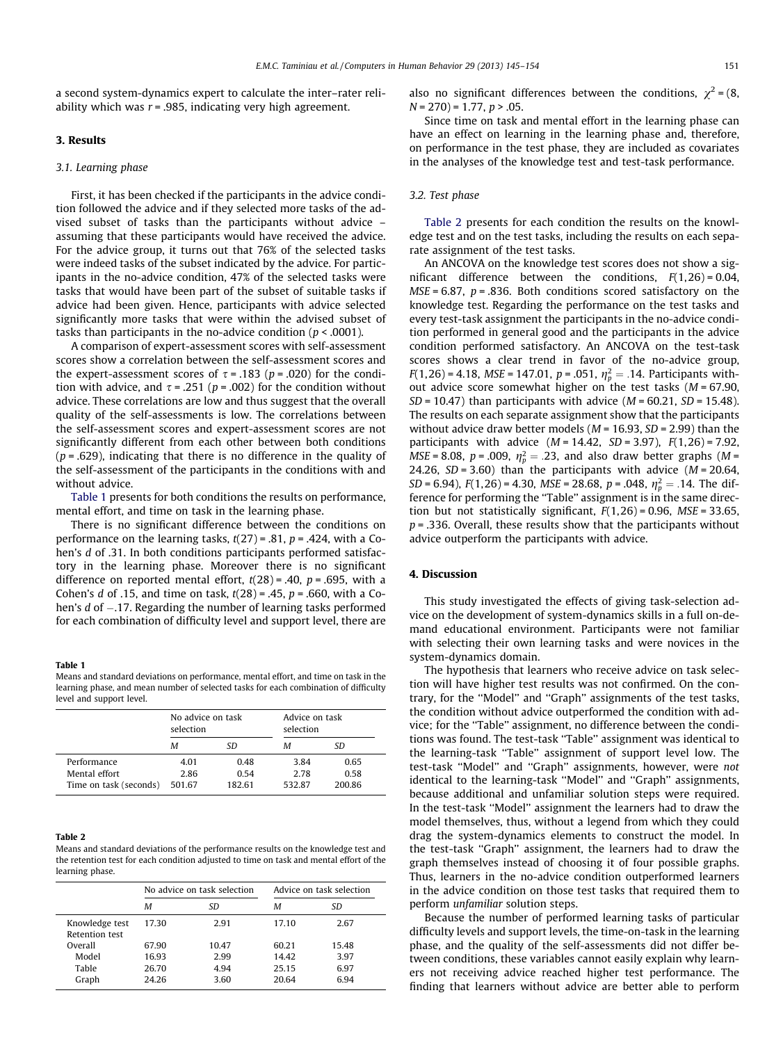a second system-dynamics expert to calculate the inter–rater reliability which was $r = .985$, indicating very high agreement.

## 3. Results

### 3.1. Learning phase

First, it has been checked if the participants in the advice condition followed the advice and if they selected more tasks of the advised subset of tasks than the participants without advice – assuming that these participants would have received the advice. For the advice group, it turns out that 76% of the selected tasks were indeed tasks of the subset indicated by the advice. For participants in the no-advice condition, 47% of the selected tasks were tasks that would have been part of the subset of suitable tasks if advice had been given. Hence, participants with advice selected significantly more tasks that were within the advised subset of tasks than participants in the no-advice condition ($p < .0001$).

A comparison of expert-assessment scores with self-assessment scores show a correlation between the self-assessment scores and the expert-assessment scores of $\tau = .183$ ($p = .020$) for the condition with advice, and $\tau = .251$ ($p = .002$) for the condition without advice. These correlations are low and thus suggest that the overall quality of the self-assessments is low. The correlations between the self-assessment scores and expert-assessment scores are not significantly different from each other between both conditions ($p = .629$), indicating that there is no difference in the quality of the self-assessment of the participants in the conditions with and without advice.

Table 1 presents for both conditions the results on performance, mental effort, and time on task in the learning phase.

There is no significant difference between the conditions on performance on the learning tasks, $t(27) = .81$, $p = .424$, with a Cohen's *d* of .31. In both conditions participants performed satisfactory in the learning phase. Moreover there is no significant difference on reported mental effort, $t(28) = .40$, $p = .695$, with a Cohen's *d* of .15, and time on task, $t(28) = .45$, $p = .660$, with a Cohen's *d* of −.17. Regarding the number of learning tasks performed for each combination of difficulty level and support level, there are also no significant differences between the conditions, $\chi^2 = (8, N = 270) = 1.77$, $p > .05$.

Since time on task and mental effort in the learning phase can have an effect on learning in the learning phase and, therefore, on performance in the test phase, they are included as covariates in the analyses of the knowledge test and test-task performance.

**Table 1**
Means and standard deviations on performance, mental effort, and time on task in the learning phase, and mean number of selected tasks for each combination of difficulty level and support level.

| | No advice on task selection | | Advice on task selection | |
|---|---|---|---|---|
| | *M* | *SD* | *M* | *SD* |
| Performance | 4.01 | 0.48 | 3.84 | 0.65 |
| Mental effort | 2.86 | 0.54 | 2.78 | 0.58 |
| Time on task (seconds) | 501.67 | 182.61 | 532.87 | 200.86 |

### 3.2. Test phase

Table 2 presents for each condition the results on the knowledge test and on the test tasks, including the results on each separate assignment of the test tasks.

An ANCOVA on the knowledge test scores does not show a significant difference between the conditions, $F(1,26) = 0.04$, $MSE = 6.87$, $p = .836$. Both conditions scored satisfactory on the knowledge test. Regarding the performance on the test tasks and every test-task assignment the participants in the no-advice condition performed in general good and the participants in the advice condition performed satisfactory. An ANCOVA on the test-task scores shows a clear trend in favor of the no-advice group, $F(1,26) = 4.18$, $MSE = 147.01$, $p = .051$, $\eta_p^2 = .14$. Participants without advice score somewhat higher on the test tasks ($M = 67.90$, $SD = 10.47$) than participants with advice ($M = 60.21$, $SD = 15.48$). The results on each separate assignment show that the participants without advice draw better models ($M = 16.93$, $SD = 2.99$) than the participants with advice ($M = 14.42$, $SD = 3.97$), $F(1,26) = 7.92$, $MSE = 8.08$, $p = .009$, $\eta_p^2 = .23$, and also draw better graphs ($M = 24.26$, $SD = 3.60$) than the participants with advice ($M = 20.64$, $SD = 6.94$), $F(1,26) = 4.30$, $MSE = 28.68$, $p = .048$, $\eta_p^2 = .14$. The difference for performing the "Table" assignment is in the same direction but not statistically significant, $F(1,26) = 0.96$, $MSE = 33.65$, $p = .336$. Overall, these results show that the participants without advice outperform the participants with advice.

**Table 2**
Means and standard deviations of the performance results on the knowledge test and the retention test for each condition adjusted to time on task and mental effort of the learning phase.

| | No advice on task selection | | Advice on task selection | |
|---|---|---|---|---|
| | *M* | *SD* | *M* | *SD* |
| Knowledge test | 17.30 | 2.91 | 17.10 | 2.67 |
| Retention test | | | | |
| Overall | 67.90 | 10.47 | 60.21 | 15.48 |
| Model | 16.93 | 2.99 | 14.42 | 3.97 |
| Table | 26.70 | 4.94 | 25.15 | 6.97 |
| Graph | 24.26 | 3.60 | 20.64 | 6.94 |

## 4. Discussion

This study investigated the effects of giving task-selection advice on the development of system-dynamics skills in a full on-demand educational environment. Participants were not familiar with selecting their own learning tasks and were novices in the system-dynamics domain.

The hypothesis that learners who receive advice on task selection will have higher test results was not confirmed. On the contrary, for the "Model" and "Graph" assignments of the test tasks, the condition without advice outperformed the condition with advice; for the "Table" assignment, no difference between the conditions was found. The test-task "Table" assignment was identical to the learning-task "Table" assignment of support level low. The test-task "Model" and "Graph" assignments, however, were *not* identical to the learning-task "Model" and "Graph" assignments, because additional and unfamiliar solution steps were required. In the test-task "Model" assignment the learners had to draw the model themselves, thus, without a legend from which they could drag the system-dynamics elements to construct the model. In the test-task "Graph" assignment, the learners had to draw the graph themselves instead of choosing it of four possible graphs. Thus, learners in the no-advice condition outperformed learners in the advice condition on those test tasks that required them to perform *unfamiliar* solution steps.

Because the number of performed learning tasks of particular difficulty levels and support levels, the time-on-task in the learning phase, and the quality of the self-assessments did not differ between conditions, these variables cannot easily explain why learners not receiving advice reached higher test performance. The finding that learners without advice are better able to perform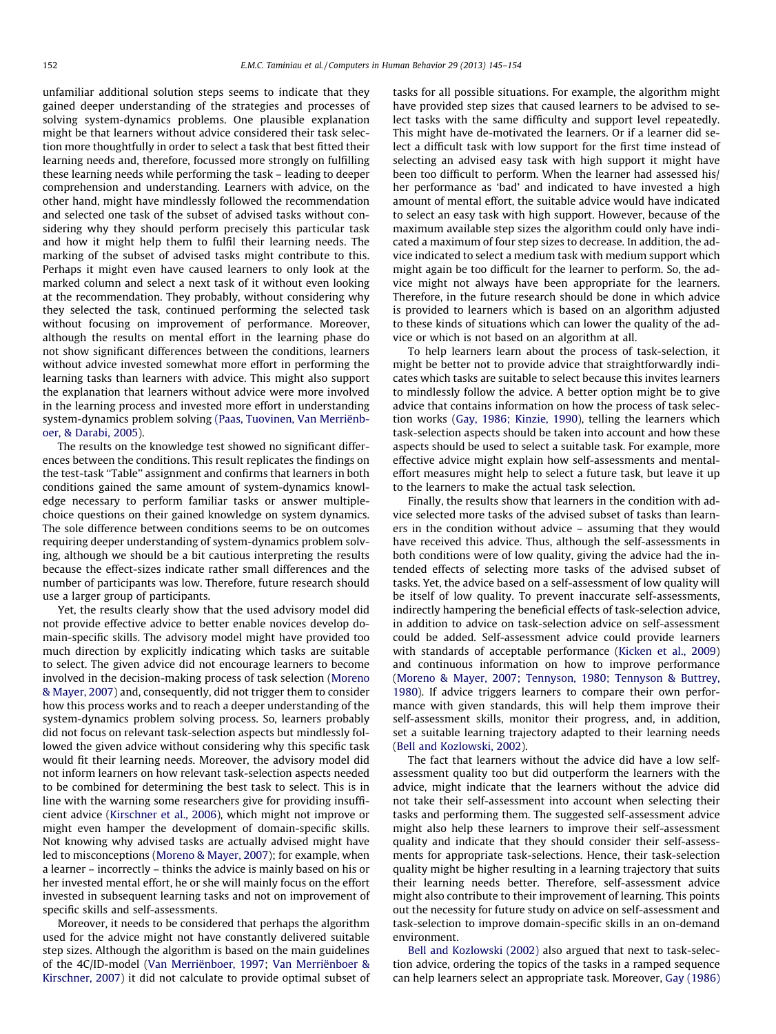unfamiliar additional solution steps seems to indicate that they gained deeper understanding of the strategies and processes of solving system-dynamics problems. One plausible explanation might be that learners without advice considered their task selection more thoughtfully in order to select a task that best fitted their learning needs and, therefore, focussed more strongly on fulfilling these learning needs while performing the task – leading to deeper comprehension and understanding. Learners with advice, on the other hand, might have mindlessly followed the recommendation and selected one task of the subset of advised tasks without considering why they should perform precisely this particular task and how it might help them to fulfil their learning needs. The marking of the subset of advised tasks might contribute to this. Perhaps it might even have caused learners to only look at the marked column and select a next task of it without even looking at the recommendation. They probably, without considering why they selected the task, continued performing the selected task without focusing on improvement of performance. Moreover, although the results on mental effort in the learning phase do not show significant differences between the conditions, learners without advice invested somewhat more effort in performing the learning tasks than learners with advice. This might also support the explanation that learners without advice were more involved in the learning process and invested more effort in understanding system-dynamics problem solving (Paas, Tuovinen, Van Merriënboer, & Darabi, 2005).

The results on the knowledge test showed no significant differences between the conditions. This result replicates the findings on the test-task "Table" assignment and confirms that learners in both conditions gained the same amount of system-dynamics knowledge necessary to perform familiar tasks or answer multiple-choice questions on their gained knowledge on system dynamics. The sole difference between conditions seems to be on outcomes requiring deeper understanding of system-dynamics problem solving, although we should be a bit cautious interpreting the results because the effect-sizes indicate rather small differences and the number of participants was low. Therefore, future research should use a larger group of participants.

Yet, the results clearly show that the used advisory model did not provide effective advice to better enable novices develop domain-specific skills. The advisory model might have provided too much direction by explicitly indicating which tasks are suitable to select. The given advice did not encourage learners to become involved in the decision-making process of task selection (Moreno & Mayer, 2007) and, consequently, did not trigger them to consider how this process works and to reach a deeper understanding of the system-dynamics problem solving process. So, learners probably did not focus on relevant task-selection aspects but mindlessly followed the given advice without considering why this specific task would fit their learning needs. Moreover, the advisory model did not inform learners on how relevant task-selection aspects needed to be combined for determining the best task to select. This is in line with the warning some researchers give for providing insufficient advice (Kirschner et al., 2006), which might not improve or might even hamper the development of domain-specific skills. Not knowing why advised tasks are actually advised might have led to misconceptions (Moreno & Mayer, 2007); for example, when a learner – incorrectly – thinks the advice is mainly based on his or her invested mental effort, he or she will mainly focus on the effort invested in subsequent learning tasks and not on improvement of specific skills and self-assessments.

Moreover, it needs to be considered that perhaps the algorithm used for the advice might not have constantly delivered suitable step sizes. Although the algorithm is based on the main guidelines of the 4C/ID-model (Van Merriënboer, 1997; Van Merriënboer & Kirschner, 2007) it did not calculate to provide optimal subset of tasks for all possible situations. For example, the algorithm might have provided step sizes that caused learners to be advised to select tasks with the same difficulty and support level repeatedly. This might have de-motivated the learners. Or if a learner did select a difficult task with low support for the first time instead of selecting an advised easy task with high support it might have been too difficult to perform. When the learner had assessed his/her performance as 'bad' and indicated to have invested a high amount of mental effort, the suitable advice would have indicated to select an easy task with high support. However, because of the maximum available step sizes the algorithm could only have indicated a maximum of four step sizes to decrease. In addition, the advice indicated to select a medium task with medium support which might again be too difficult for the learner to perform. So, the advice might not always have been appropriate for the learners. Therefore, in the future research should be done in which advice is provided to learners which is based on an algorithm adjusted to these kinds of situations which can lower the quality of the advice or which is not based on an algorithm at all.

To help learners learn about the process of task-selection, it might be better not to provide advice that straightforwardly indicates which tasks are suitable to select because this invites learners to mindlessly follow the advice. A better option might be to give advice that contains information on how the process of task selection works (Gay, 1986; Kinzie, 1990), telling the learners which task-selection aspects should be taken into account and how these aspects should be used to select a suitable task. For example, more effective advice might explain how self-assessments and mental-effort measures might help to select a future task, but leave it up to the learners to make the actual task selection.

Finally, the results show that learners in the condition with advice selected more tasks of the advised subset of tasks than learners in the condition without advice – assuming that they would have received this advice. Thus, although the self-assessments in both conditions were of low quality, giving the advice had the intended effects of selecting more tasks of the advised subset of tasks. Yet, the advice based on a self-assessment of low quality will be itself of low quality. To prevent inaccurate self-assessments, indirectly hampering the beneficial effects of task-selection advice, in addition to advice on task-selection advice on self-assessment could be added. Self-assessment advice could provide learners with standards of acceptable performance (Kicken et al., 2009) and continuous information on how to improve performance (Moreno & Mayer, 2007; Tennyson, 1980; Tennyson & Buttrey, 1980). If advice triggers learners to compare their own performance with given standards, this will help them improve their self-assessment skills, monitor their progress, and, in addition, set a suitable learning trajectory adapted to their learning needs (Bell and Kozlowski, 2002).

The fact that learners without the advice did have a low self-assessment quality too but did outperform the learners with the advice, might indicate that the learners without the advice did not take their self-assessment into account when selecting their tasks and performing them. The suggested self-assessment advice might also help these learners to improve their self-assessment quality and indicate that they should consider their self-assessments for appropriate task-selections. Hence, their task-selection quality might be higher resulting in a learning trajectory that suits their learning needs better. Therefore, self-assessment advice might also contribute to their improvement of learning. This points out the necessity for future study on advice on self-assessment and task-selection to improve domain-specific skills in an on-demand environment.

Bell and Kozlowski (2002) also argued that next to task-selection advice, ordering the topics of the tasks in a ramped sequence can help learners select an appropriate task. Moreover, Gay (1986)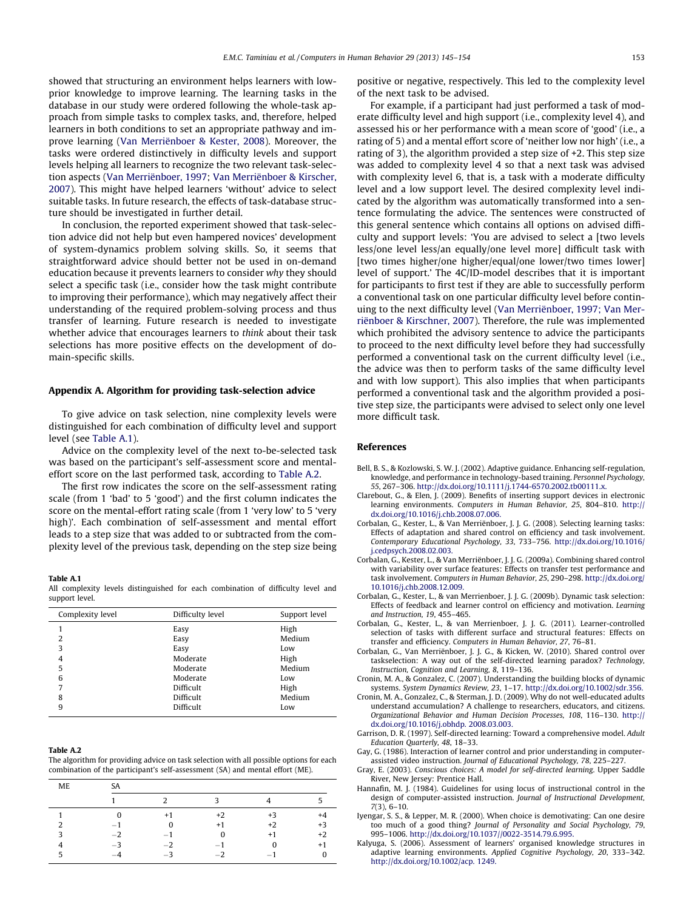showed that structuring an environment helps learners with low-prior knowledge to improve learning. The learning tasks in the database in our study were ordered following the whole-task approach from simple tasks to complex tasks, and, therefore, helped learners in both conditions to set an appropriate pathway and improve learning (Van Merriënboer & Kester, 2008). Moreover, the tasks were ordered distinctively in difficulty levels and support levels helping all learners to recognize the two relevant task-selection aspects (Van Merriënboer, 1997; Van Merriënboer & Kirscher, 2007). This might have helped learners 'without' advice to select suitable tasks. In future research, the effects of task-database structure should be investigated in further detail.

In conclusion, the reported experiment showed that task-selection advice did not help but even hampered novices' development of system-dynamics problem solving skills. So, it seems that straightforward advice should better not be used in on-demand education because it prevents learners to consider *why* they should select a specific task (i.e., consider how the task might contribute to improving their performance), which may negatively affect their understanding of the required problem-solving process and thus transfer of learning. Future research is needed to investigate whether advice that encourages learners to *think* about their task selections has more positive effects on the development of domain-specific skills.

## Appendix A. Algorithm for providing task-selection advice

To give advice on task selection, nine complexity levels were distinguished for each combination of difficulty level and support level (see Table A.1).

Advice on the complexity level of the next to-be-selected task was based on the participant's self-assessment score and mental-effort score on the last performed task, according to Table A.2.

The first row indicates the score on the self-assessment rating scale (from 1 'bad' to 5 'good') and the first column indicates the score on the mental-effort rating scale (from 1 'very low' to 5 'very high)'. Each combination of self-assessment and mental effort leads to a step size that was added to or subtracted from the complexity level of the previous task, depending on the step size being positive or negative, respectively. This led to the complexity level of the next task to be advised.

For example, if a participant had just performed a task of moderate difficulty level and high support (i.e., complexity level 4), and assessed his or her performance with a mean score of 'good' (i.e., a rating of 5) and a mental effort score of 'neither low nor high' (i.e., a rating of 3), the algorithm provided a step size of +2. This step size was added to complexity level 4 so that a next task was advised with complexity level 6, that is, a task with a moderate difficulty level and a low support level. The desired complexity level indicated by the algorithm was automatically transformed into a sentence formulating the advice. The sentences were constructed of this general sentence which contains all options on advised difficulty and support levels: 'You are advised to select a [two levels less/one level less/an equally/one level more] difficult task with [two times higher/one higher/equal/one lower/two times lower] level of support.' The 4C/ID-model describes that it is important for participants to first test if they are able to successfully perform a conventional task on one particular difficulty level before continuing to the next difficulty level (Van Merriënboer, 1997; Van Merriënboer & Kirschner, 2007). Therefore, the rule was implemented which prohibited the advisory sentence to advice the participants to proceed to the next difficulty level before they had successfully performed a conventional task on the current difficulty level (i.e., the advice was then to perform tasks of the same difficulty level and with low support). This also implies that when participants performed a conventional task and the algorithm provided a positive step size, the participants were advised to select only one level more difficult task.

**Table A.1**
All complexity levels distinguished for each combination of difficulty level and support level.

| Complexity level | Difficulty level | Support level |
|---|---|---|
| 1 | Easy | High |
| 2 | Easy | Medium |
| 3 | Easy | Low |
| 4 | Moderate | High |
| 5 | Moderate | Medium |
| 6 | Moderate | Low |
| 7 | Difficult | High |
| 8 | Difficult | Medium |
| 9 | Difficult | Low |

**Table A.2**
The algorithm for providing advice on task selection with all possible options for each combination of the participant's self-assessment (SA) and mental effort (ME).

| ME | SA | | | | |
|---|---|---|---|---|---|
| | 1 | 2 | 3 | 4 | 5 |
| 1 | 0 | +1 | +2 | +3 | +4 |
| 2 | −1 | 0 | +1 | +2 | +3 |
| 3 | −2 | −1 | 0 | +1 | +2 |
| 4 | −3 | −2 | −1 | 0 | +1 |
| 5 | −4 | −3 | −2 | −1 | 0 |

## References

Bell, B. S., & Kozlowski, S. W. J. (2002). Adaptive guidance. Enhancing self-regulation, knowledge, and performance in technology-based training. *Personnel Psychology, 55*, 267–306. http://dx.doi.org/10.1111/j.1744-6570.2002.tb00111.x.

Clarebout, G., & Elen, J. (2009). Benefits of inserting support devices in electronic learning environments. *Computers in Human Behavior, 25*, 804–810. http://dx.doi.org/10.1016/j.chb.2008.07.006.

Corbalan, G., Kester, L., & Van Merriënboer, J. J. G. (2008). Selecting learning tasks: Effects of adaptation and shared control on efficiency and task involvement. *Contemporary Educational Psychology, 33*, 733–756. http://dx.doi.org/10.1016/j.cedpsych.2008.02.003.

Corbalan, G., Kester, L., & Van Merriënboer, J. J. G. (2009a). Combining shared control with variability over surface features: Effects on transfer test performance and task involvement. *Computers in Human Behavior, 25*, 290–298. http://dx.doi.org/10.1016/j.chb.2008.12.009.

Corbalan, G., Kester, L., & van Merrienboer, J. J. G. (2009b). Dynamic task selection: Effects of feedback and learner control on efficiency and motivation. *Learning and Instruction, 19*, 455–465.

Corbalan, G., Kester, L., & van Merrienboer, J. J. G. (2011). Learner-controlled selection of tasks with different surface and structural features: Effects on transfer and efficiency. *Computers in Human Behavior, 27*, 76–81.

Corbalan, G., Van Merriënboer, J. J. G., & Kicken, W. (2010). Shared control over taskselection: A way out of the self-directed learning paradox? *Technology, Instruction, Cognition and Learning, 8*, 119–136.

Cronin, M. A., & Gonzalez, C. (2007). Understanding the building blocks of dynamic systems. *System Dynamics Review, 23*, 1–17. http://dx.doi.org/10.1002/sdr.356.

Cronin, M. A., Gonzalez, C., & Sterman, J. D. (2009). Why do not well-educated adults understand accumulation? A challenge to researchers, educators, and citizens. *Organizational Behavior and Human Decision Processes, 108*, 116–130. http://dx.doi.org/10.1016/j.obhdp. 2008.03.003.

Garrison, D. R. (1997). Self-directed learning: Toward a comprehensive model. *Adult Education Quarterly, 48*, 18–33.

Gay, G. (1986). Interaction of learner control and prior understanding in computer-assisted video instruction. *Journal of Educational Psychology, 78*, 225–227.

Gray, E. (2003). *Conscious choices: A model for self-directed learning*. Upper Saddle River, New Jersey: Prentice Hall.

Hannafin, M. J. (1984). Guidelines for using locus of instructional control in the design of computer-assisted instruction. *Journal of Instructional Development, 7*(3), 6–10.

Iyengar, S. S., & Lepper, M. R. (2000). When choice is demotivating: Can one desire too much of a good thing? *Journal of Personality and Social Psychology, 79*, 995–1006. http://dx.doi.org/10.1037//0022-3514.79.6.995.

Kalyuga, S. (2006). Assessment of learners' organised knowledge structures in adaptive learning environments. *Applied Cognitive Psychology, 20*, 333–342. http://dx.doi.org/10.1002/acp. 1249.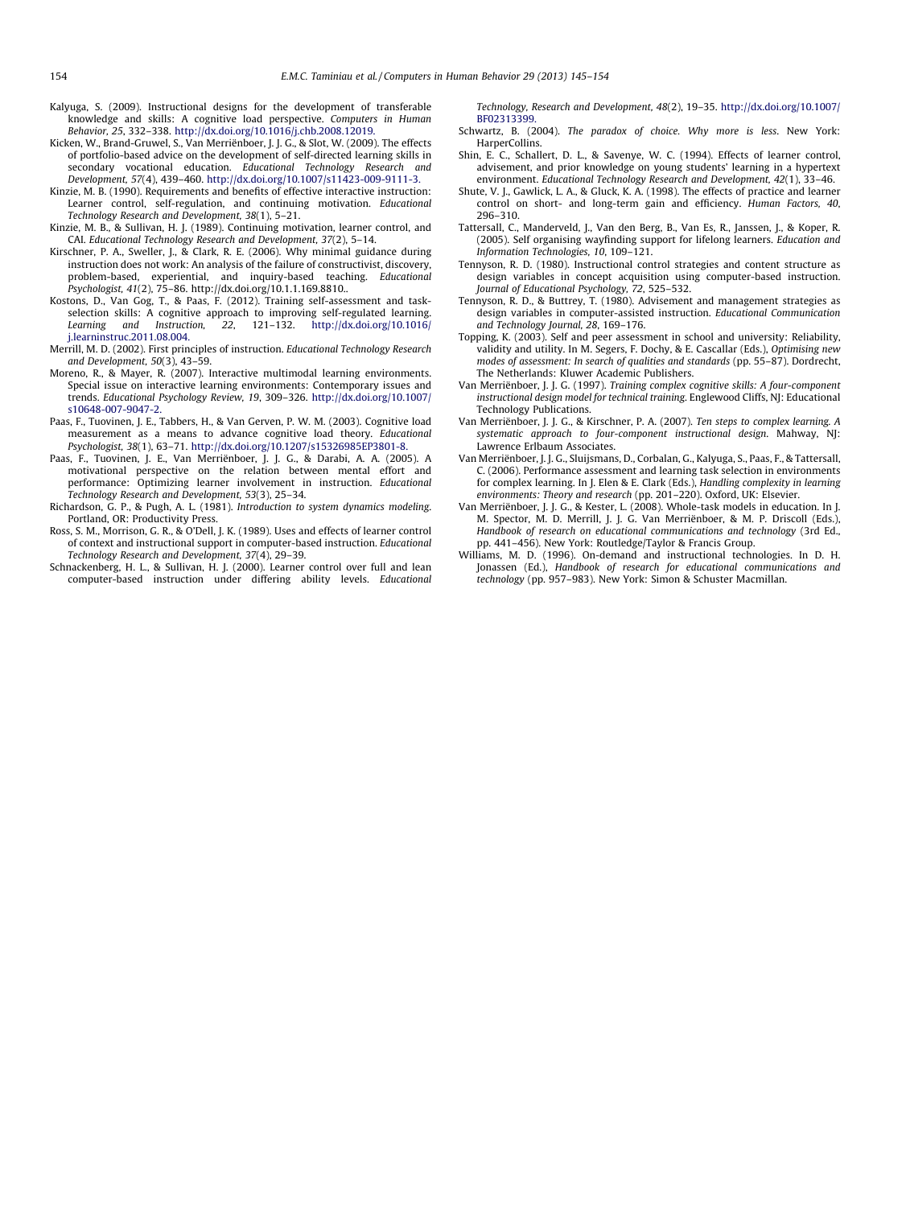Kalyuga, S. (2009). Instructional designs for the development of transferable knowledge and skills: A cognitive load perspective. *Computers in Human Behavior, 25*, 332–338. http://dx.doi.org/10.1016/j.chb.2008.12019.

Kicken, W., Brand-Gruwel, S., Van Merriënboer, J. J. G., & Slot, W. (2009). The effects of portfolio-based advice on the development of self-directed learning skills in secondary vocational education. *Educational Technology Research and Development, 57*(4), 439–460. http://dx.doi.org/10.1007/s11423-009-9111-3.

Kinzie, M. B. (1990). Requirements and benefits of effective interactive instruction: Learner control, self-regulation, and continuing motivation. *Educational Technology Research and Development, 38*(1), 5–21.

Kinzie, M. B., & Sullivan, H. J. (1989). Continuing motivation, learner control, and CAI. *Educational Technology Research and Development, 37*(2), 5–14.

Kirschner, P. A., Sweller, J., & Clark, R. E. (2006). Why minimal guidance during instruction does not work: An analysis of the failure of constructivist, discovery, problem-based, experiential, and inquiry-based teaching. *Educational Psychologist, 41*(2), 75–86. http://dx.doi.org/10.1.1.169.8810..

Kostons, D., Van Gog, T., & Paas, F. (2012). Training self-assessment and task-selection skills: A cognitive approach to improving self-regulated learning. *Learning and Instruction, 22*, 121–132. http://dx.doi.org/10.1016/j.learninstruc.2011.08.004.

Merrill, M. D. (2002). First principles of instruction. *Educational Technology Research and Development, 50*(3), 43–59.

Moreno, R., & Mayer, R. (2007). Interactive multimodal learning environments. Special issue on interactive learning environments: Contemporary issues and trends. *Educational Psychology Review, 19*, 309–326. http://dx.doi.org/10.1007/s10648-007-9047-2.

Paas, F., Tuovinen, J. E., Tabbers, H., & Van Gerven, P. W. M. (2003). Cognitive load measurement as a means to advance cognitive load theory. *Educational Psychologist, 38*(1), 63–71. http://dx.doi.org/10.1207/s15326985EP3801-8.

Paas, F., Tuovinen, J. E., Van Merriënboer, J. J. G., & Darabi, A. A. (2005). A motivational perspective on the relation between mental effort and performance: Optimizing learner involvement in instruction. *Educational Technology Research and Development, 53*(3), 25–34.

Richardson, G. P., & Pugh, A. L. (1981). *Introduction to system dynamics modeling*. Portland, OR: Productivity Press.

Ross, S. M., Morrison, G. R., & O'Dell, J. K. (1989). Uses and effects of learner control of context and instructional support in computer-based instruction. *Educational Technology Research and Development, 37*(4), 29–39.

Schnackenberg, H. L., & Sullivan, H. J. (2000). Learner control over full and lean computer-based instruction under differing ability levels. *Educational Technology, Research and Development, 48*(2), 19–35. http://dx.doi.org/10.1007/BF02313399.

Schwartz, B. (2004). *The paradox of choice. Why more is less*. New York: HarperCollins.

Shin, E. C., Schallert, D. L., & Savenye, W. C. (1994). Effects of learner control, advisement, and prior knowledge on young students' learning in a hypertext environment. *Educational Technology Research and Development, 42*(1), 33–46.

Shute, V. J., Gawlick, L. A., & Gluck, K. A. (1998). The effects of practice and learner control on short- and long-term gain and efficiency. *Human Factors, 40*, 296–310.

Tattersall, C., Manderveld, J., Van den Berg, B., Van Es, R., Janssen, J., & Koper, R. (2005). Self organising wayfinding support for lifelong learners. *Education and Information Technologies, 10*, 109–121.

Tennyson, R. D. (1980). Instructional control strategies and content structure as design variables in concept acquisition using computer-based instruction. *Journal of Educational Psychology, 72*, 525–532.

Tennyson, R. D., & Buttrey, T. (1980). Advisement and management strategies as design variables in computer-assisted instruction. *Educational Communication and Technology Journal, 28*, 169–176.

Topping, K. (2003). Self and peer assessment in school and university: Reliability, validity and utility. In M. Segers, F. Dochy, & E. Cascallar (Eds.), *Optimising new modes of assessment: In search of qualities and standards* (pp. 55–87). Dordrecht, The Netherlands: Kluwer Academic Publishers.

Van Merriënboer, J. J. G. (1997). *Training complex cognitive skills: A four-component instructional design model for technical training*. Englewood Cliffs, NJ: Educational Technology Publications.

Van Merriënboer, J. J. G., & Kirschner, P. A. (2007). *Ten steps to complex learning. A systematic approach to four-component instructional design*. Mahway, NJ: Lawrence Erlbaum Associates.

Van Merriënboer, J. J. G., Sluijsmans, D., Corbalan, G., Kalyuga, S., Paas, F., & Tattersall, C. (2006). Performance assessment and learning task selection in environments for complex learning. In J. Elen & E. Clark (Eds.), *Handling complexity in learning environments: Theory and research* (pp. 201–220). Oxford, UK: Elsevier.

Van Merriënboer, J. J. G., & Kester, L. (2008). Whole-task models in education. In J. M. Spector, M. D. Merrill, J. J. G. Van Merriënboer, & M. P. Driscoll (Eds.), *Handbook of research on educational communications and technology* (3rd Ed., pp. 441–456). New York: Routledge/Taylor & Francis Group.

Williams, M. D. (1996). On-demand and instructional technologies. In D. H. Jonassen (Ed.), *Handbook of research for educational communications and technology* (pp. 957–983). New York: Simon & Schuster Macmillan.